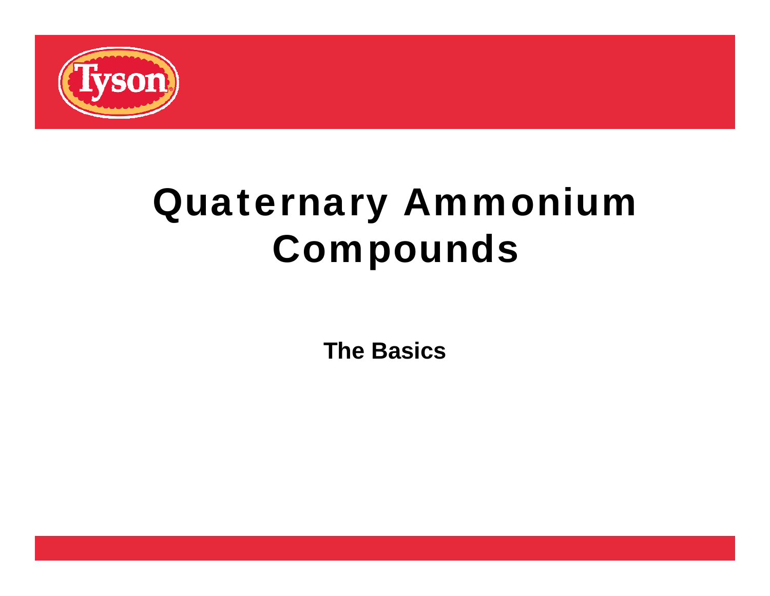# Quaternary Ammonium Compounds

**The Basics**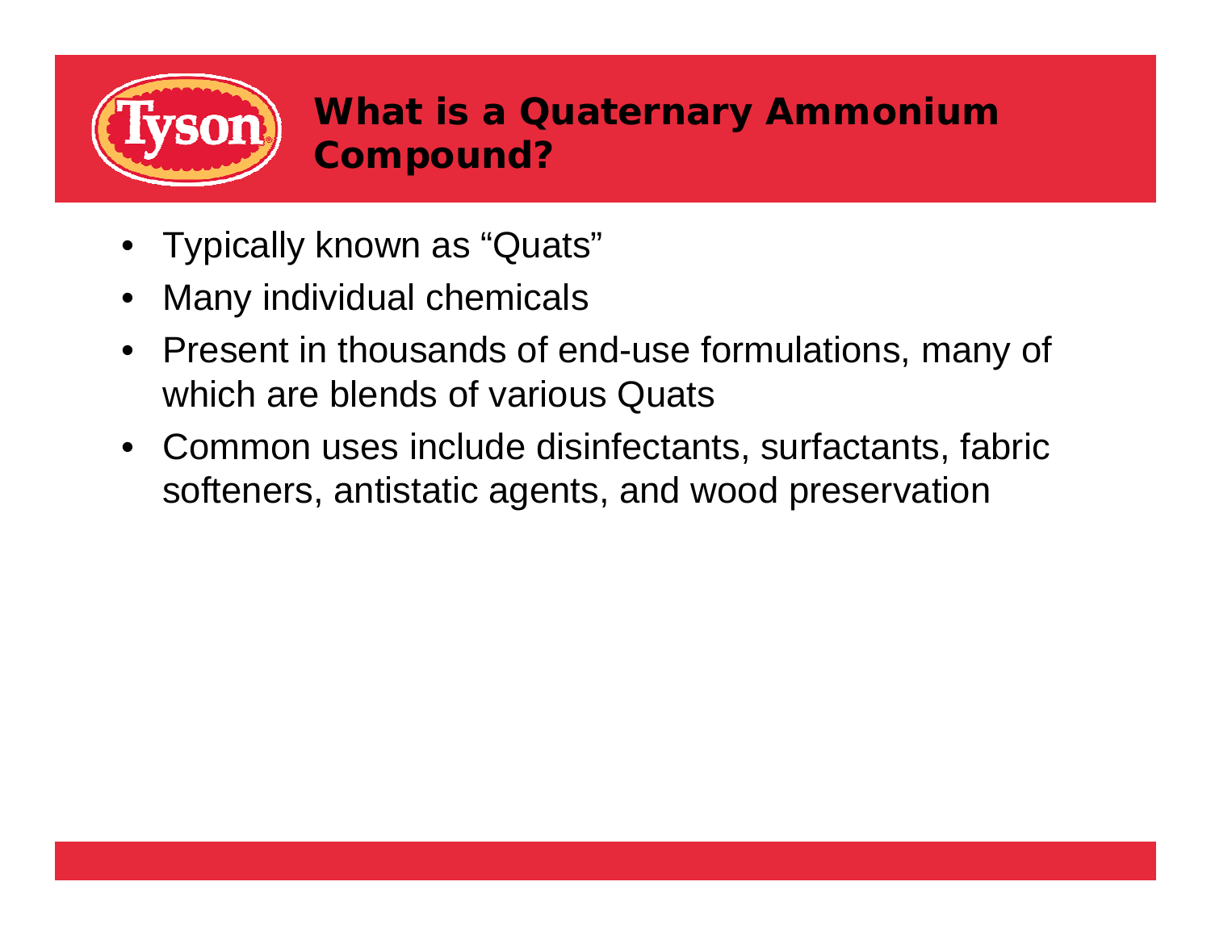# What is a Quaternary Ammonium Compound?

- Typically known as “Quats”
- Many individual chemicals
- Present in thousands of end-use formulations, many of which are blends of various Quats
- Common uses include disinfectants, surfactants, fabric softeners, antistatic agents, and wood preservation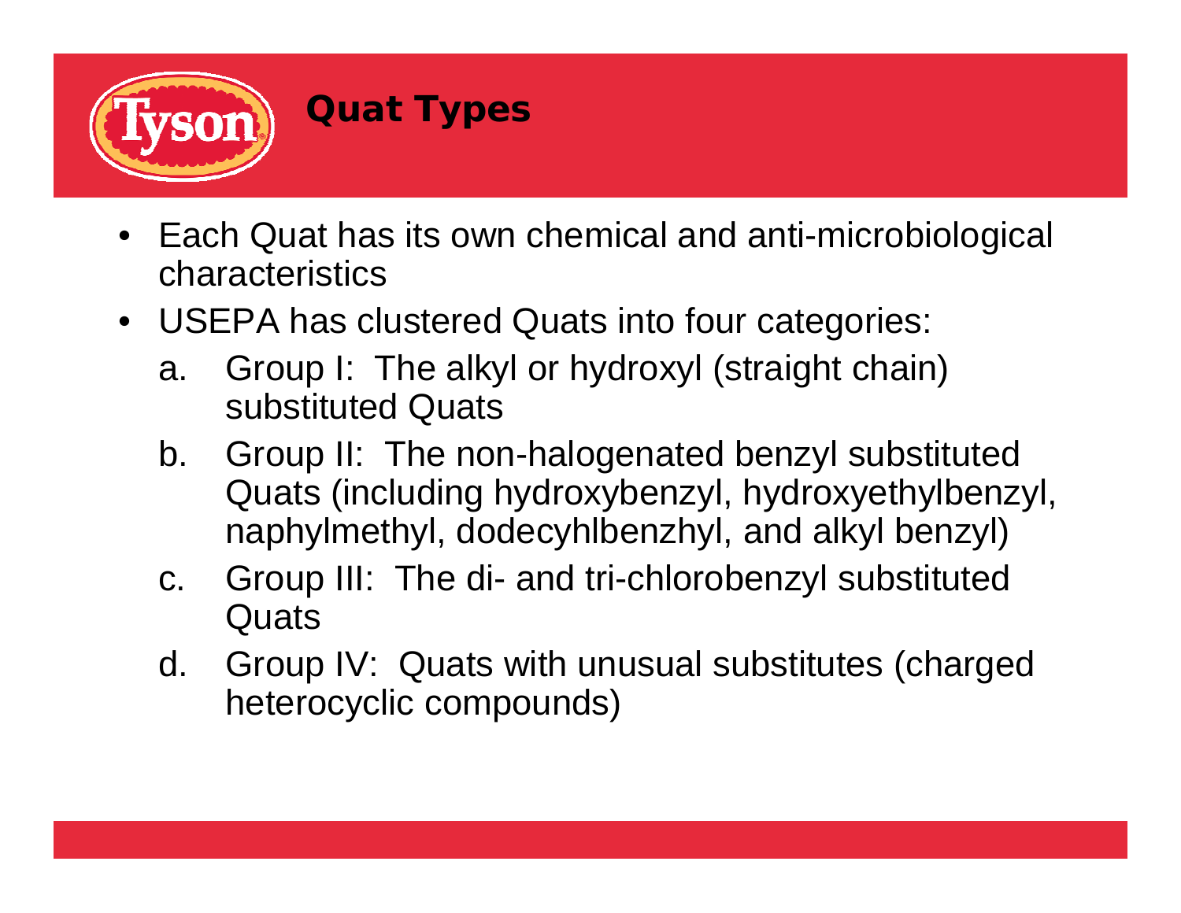# Quat Types

- Each Quat has its own chemical and anti-microbiological characteristics
- USEPA has clustered Quats into four categories:
  a. Group I: The alkyl or hydroxyl (straight chain) substituted Quats
  b. Group II: The non-halogenated benzyl substituted Quats (including hydroxybenzyl, hydroxyethylbenzyl, naphylmethyl, dodecyhlbenzhyl, and alkyl benzyl)
  c. Group III: The di- and tri-chlorobenzyl substituted Quats
  d. Group IV: Quats with unusual substitutes (charged heterocyclic compounds)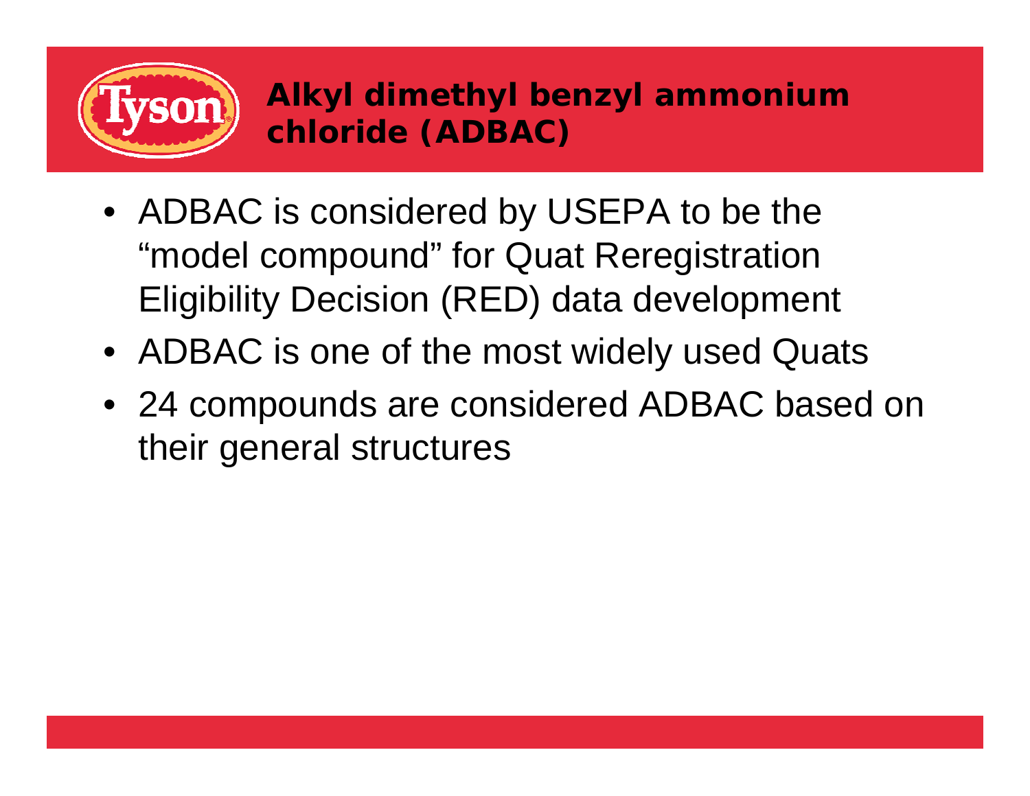# Alkyl dimethyl benzyl ammonium chloride (ADBAC)

- ADBAC is considered by USEPA to be the “model compound” for Quat Reregistration Eligibility Decision (RED) data development
- ADBAC is one of the most widely used Quats
- 24 compounds are considered ADBAC based on their general structures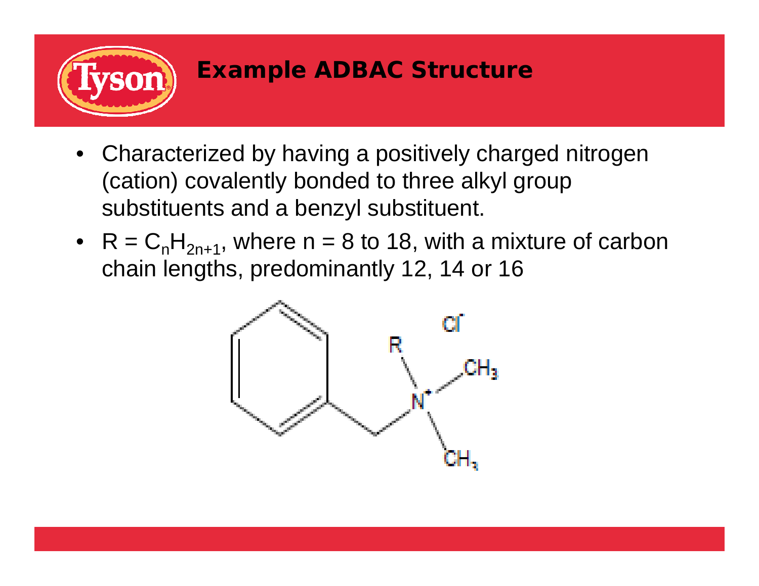# Example ADBAC Structure

- Characterized by having a positively charged nitrogen (cation) covalently bonded to three alkyl group substituents and a benzyl substituent.
- $R = C_nH_{2n+1}$, where n = 8 to 18, with a mixture of carbon chain lengths, predominantly 12, 14 or 16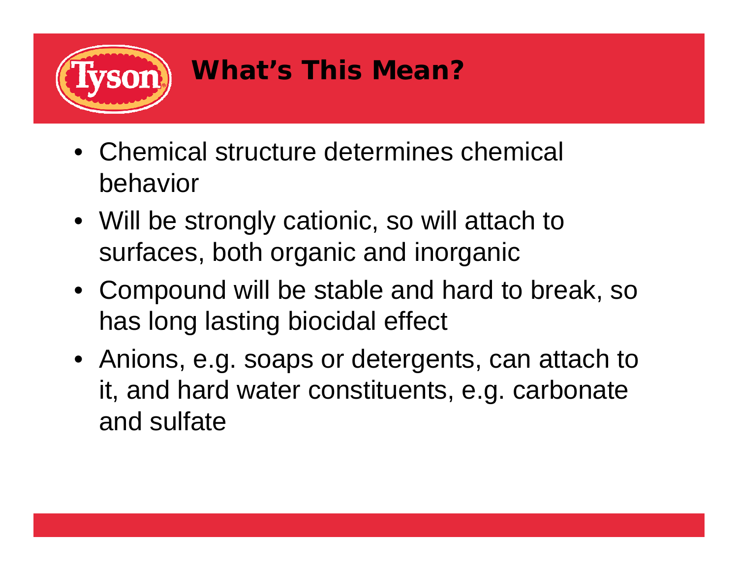# What's This Mean?

- Chemical structure determines chemical behavior
- Will be strongly cationic, so will attach to surfaces, both organic and inorganic
- Compound will be stable and hard to break, so has long lasting biocidal effect
- Anions, e.g. soaps or detergents, can attach to it, and hard water constituents, e.g. carbonate and sulfate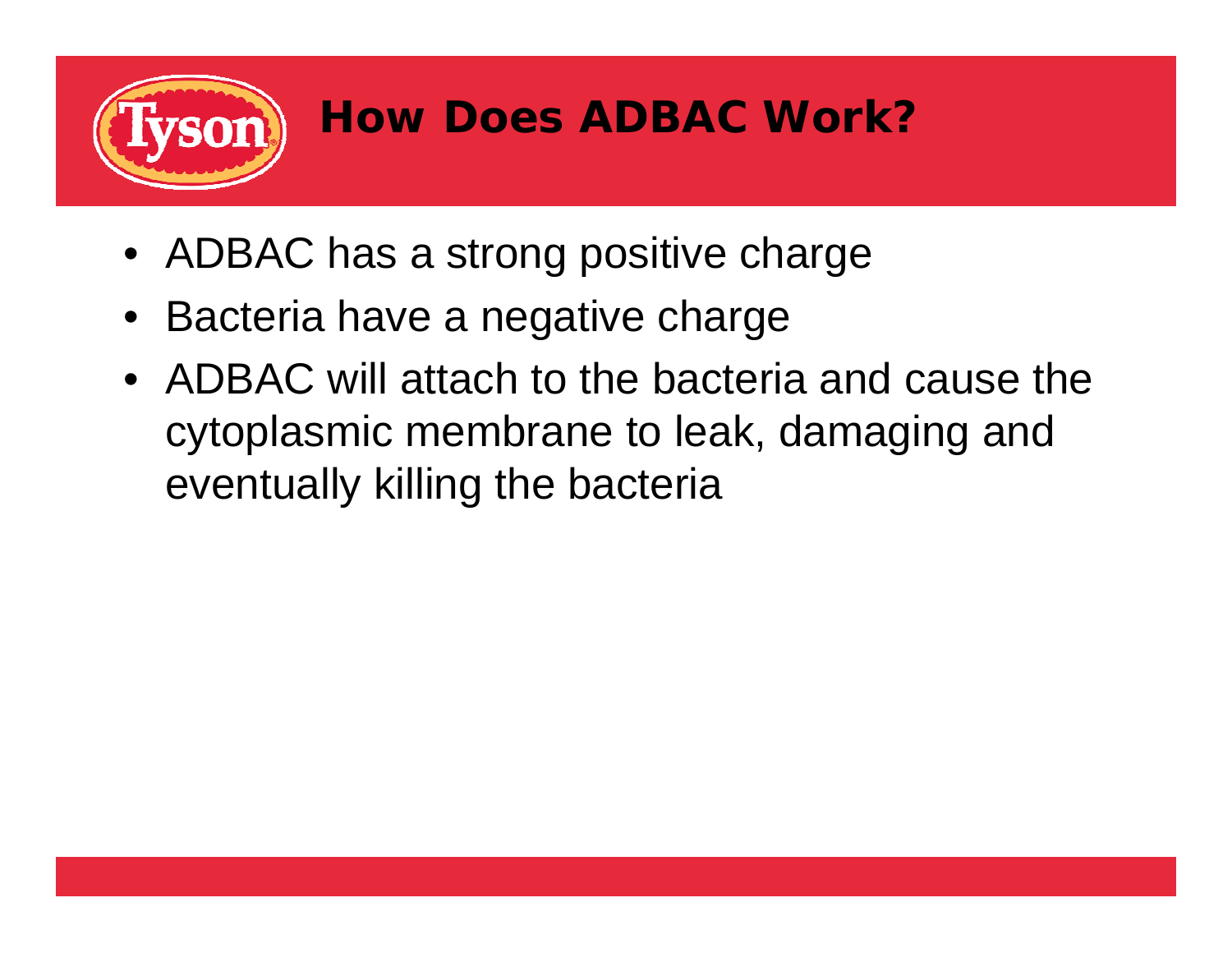# How Does ADBAC Work?

- ADBAC has a strong positive charge
- Bacteria have a negative charge
- ADBAC will attach to the bacteria and cause the cytoplasmic membrane to leak, damaging and eventually killing the bacteria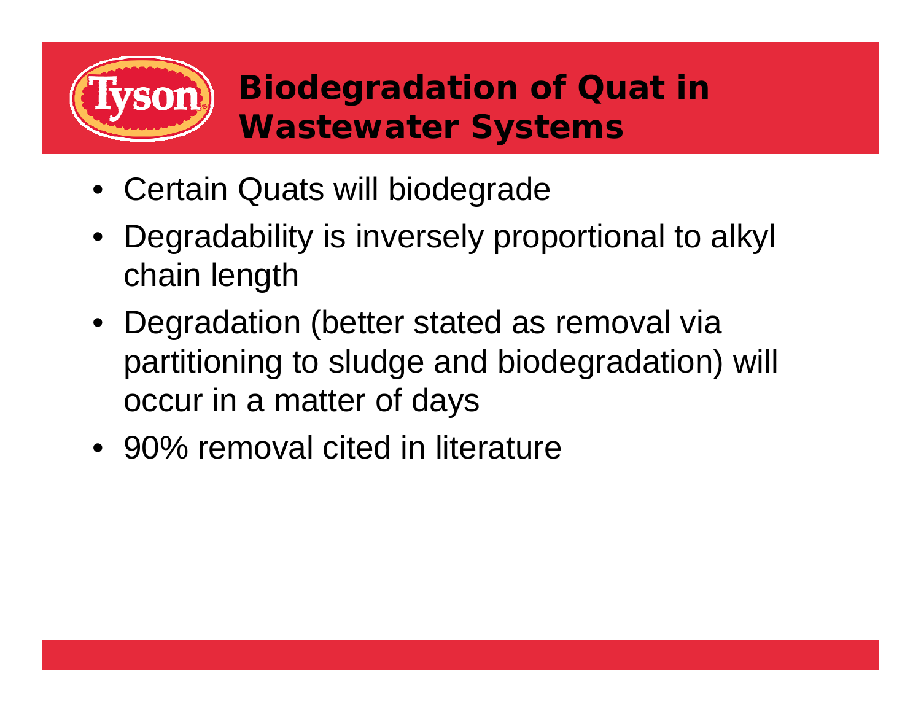# Biodegradation of Quat in Wastewater Systems

- Certain Quats will biodegrade
- Degradability is inversely proportional to alkyl chain length
- Degradation (better stated as removal via partitioning to sludge and biodegradation) will occur in a matter of days
- 90% removal cited in literature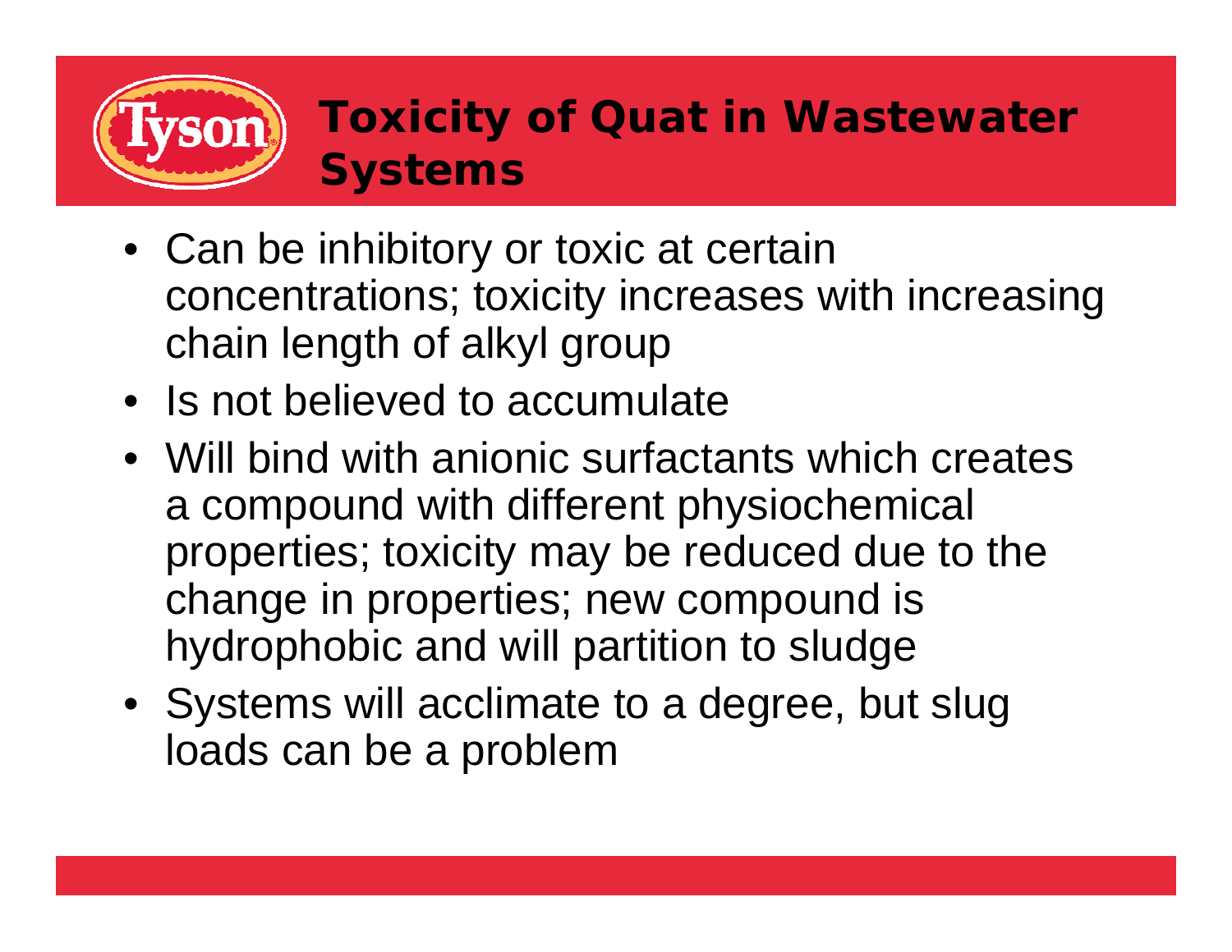# Toxicity of Quat in Wastewater Systems

- Can be inhibitory or toxic at certain concentrations; toxicity increases with increasing chain length of alkyl group
- Is not believed to accumulate
- Will bind with anionic surfactants which creates a compound with different physiochemical properties; toxicity may be reduced due to the change in properties; new compound is hydrophobic and will partition to sludge
- Systems will acclimate to a degree, but slug loads can be a problem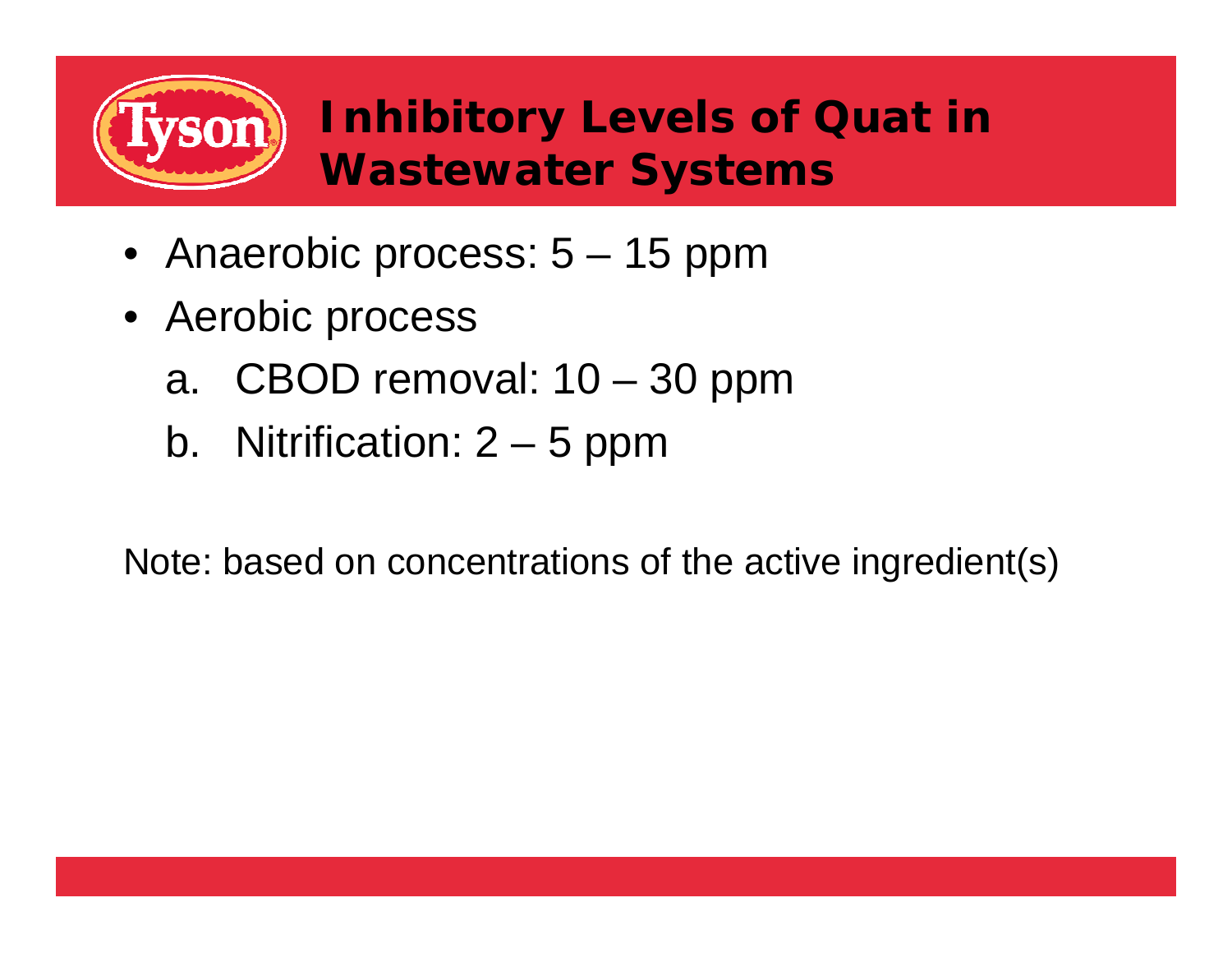# Inhibitory Levels of Quat in Wastewater Systems

- Anaerobic process: 5 – 15 ppm
- Aerobic process
  a. CBOD removal: 10 – 30 ppm
  b. Nitrification: 2 – 5 ppm

Note: based on concentrations of the active ingredient(s)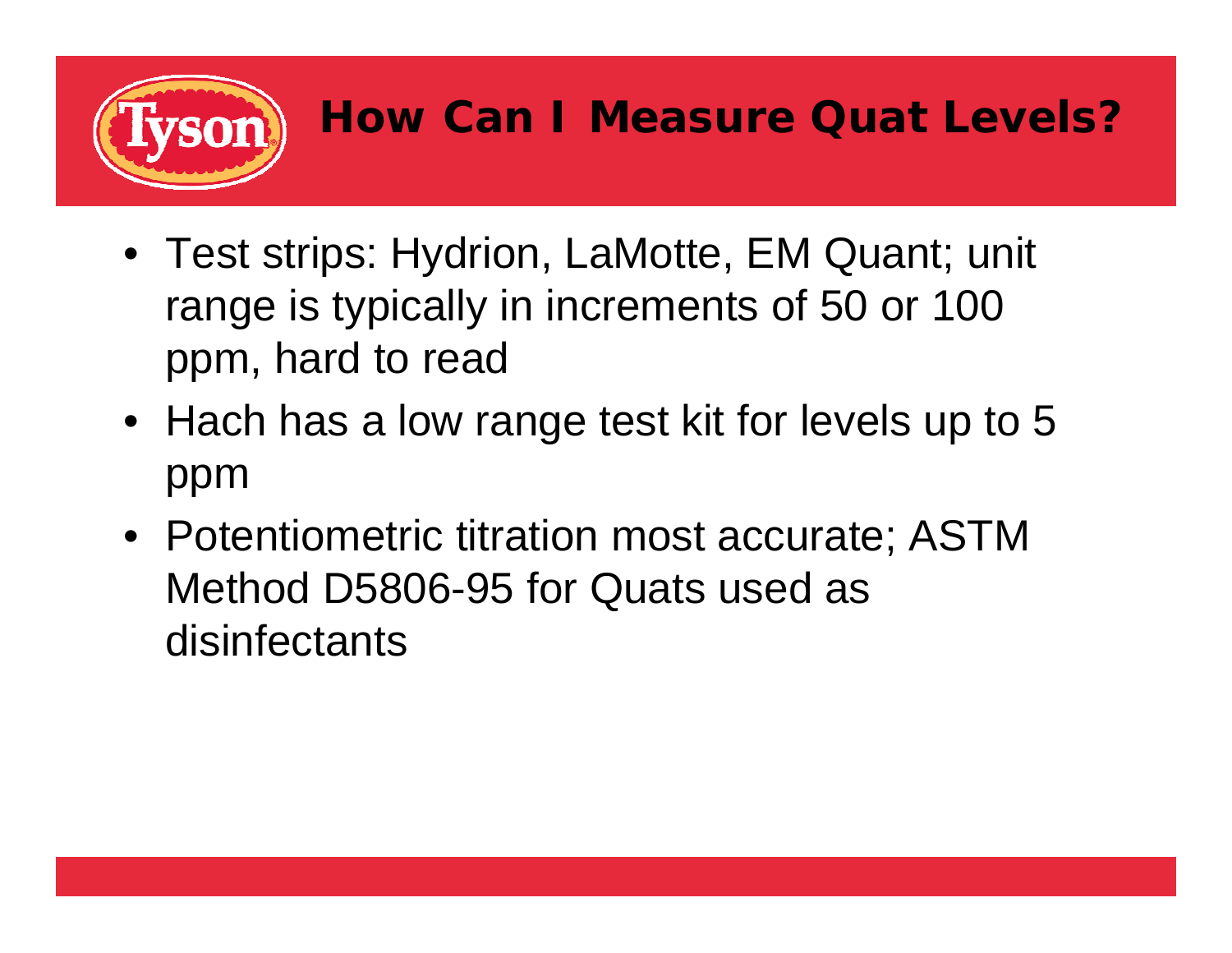# How Can I Measure Quat Levels?

- Test strips: Hydrion, LaMotte, EM Quant; unit range is typically in increments of 50 or 100 ppm, hard to read
- Hach has a low range test kit for levels up to 5 ppm
- Potentiometric titration most accurate; ASTM Method D5806-95 for Quats used as disinfectants